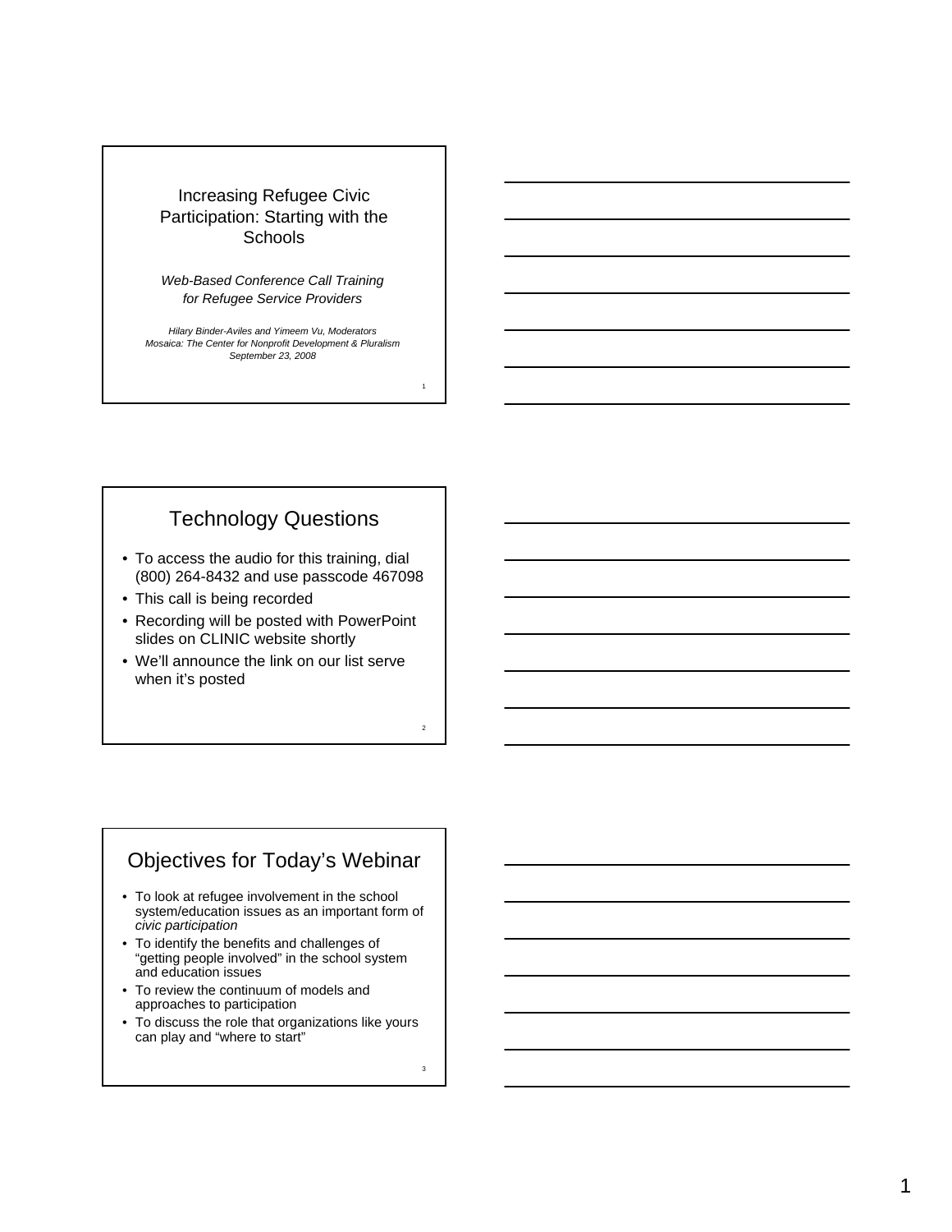# Increasing Refugee Civic Participation: Starting with the Schools

*Web-Based Conference Call Training for Refugee Service Providers*

*Hilary Binder-Aviles and Yimeem Vu, Moderators*
*Mosaica: The Center for Nonprofit Development & Pluralism*
*September 23, 2008*

## Technology Questions

- To access the audio for this training, dial (800) 264-8432 and use passcode 467098
- This call is being recorded
- Recording will be posted with PowerPoint slides on CLINIC website shortly
- We'll announce the link on our list serve when it's posted

## Objectives for Today's Webinar

- To look at refugee involvement in the school system/education issues as an important form of *civic participation*
- To identify the benefits and challenges of "getting people involved" in the school system and education issues
- To review the continuum of models and approaches to participation
- To discuss the role that organizations like yours can play and "where to start"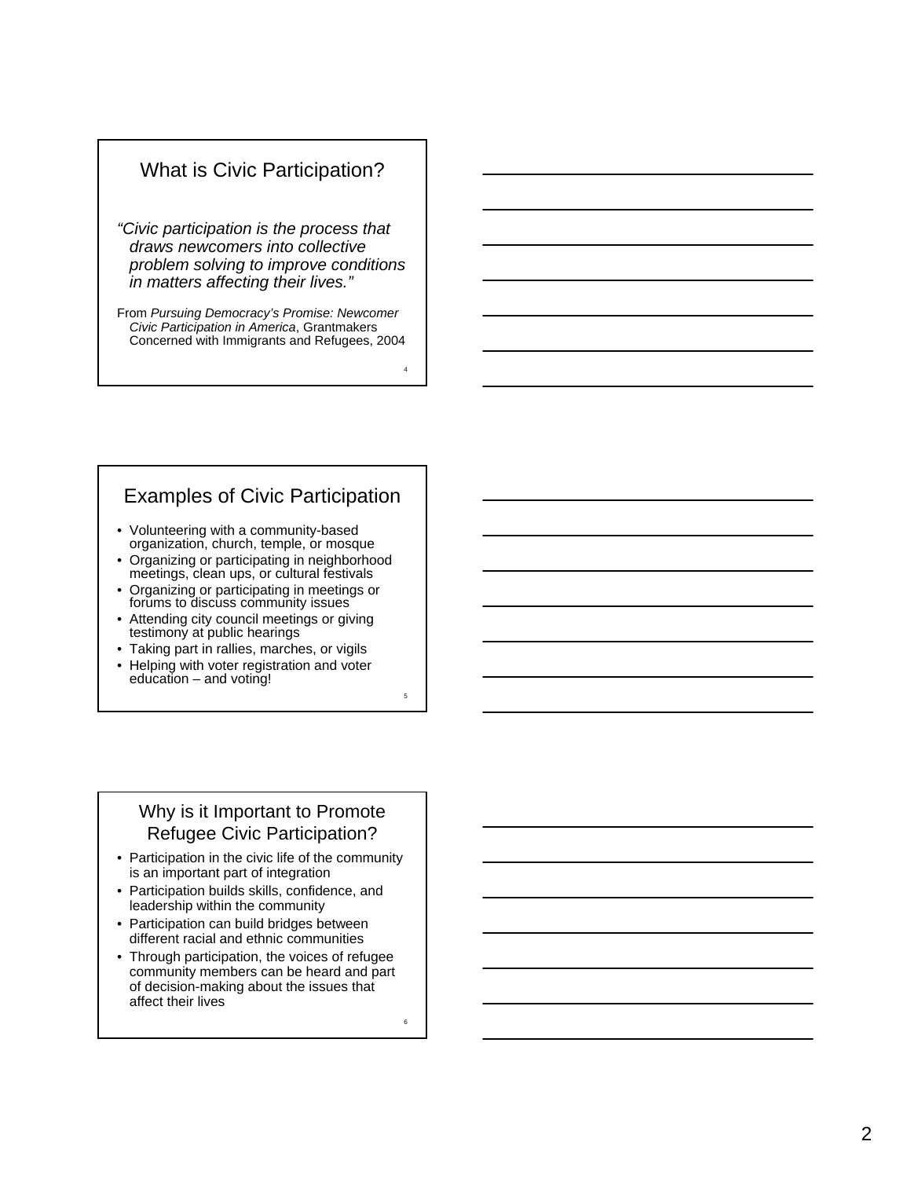## What is Civic Participation?

*"Civic participation is the process that draws newcomers into collective problem solving to improve conditions in matters affecting their lives."*

From *Pursuing Democracy's Promise: Newcomer Civic Participation in America*, Grantmakers Concerned with Immigrants and Refugees, 2004

## Examples of Civic Participation

- Volunteering with a community-based organization, church, temple, or mosque
- Organizing or participating in neighborhood meetings, clean ups, or cultural festivals
- Organizing or participating in meetings or forums to discuss community issues
- Attending city council meetings or giving testimony at public hearings
- Taking part in rallies, marches, or vigils
- Helping with voter registration and voter education – and voting!

## Why is it Important to Promote Refugee Civic Participation?

- Participation in the civic life of the community is an important part of integration
- Participation builds skills, confidence, and leadership within the community
- Participation can build bridges between different racial and ethnic communities
- Through participation, the voices of refugee community members can be heard and part of decision-making about the issues that affect their lives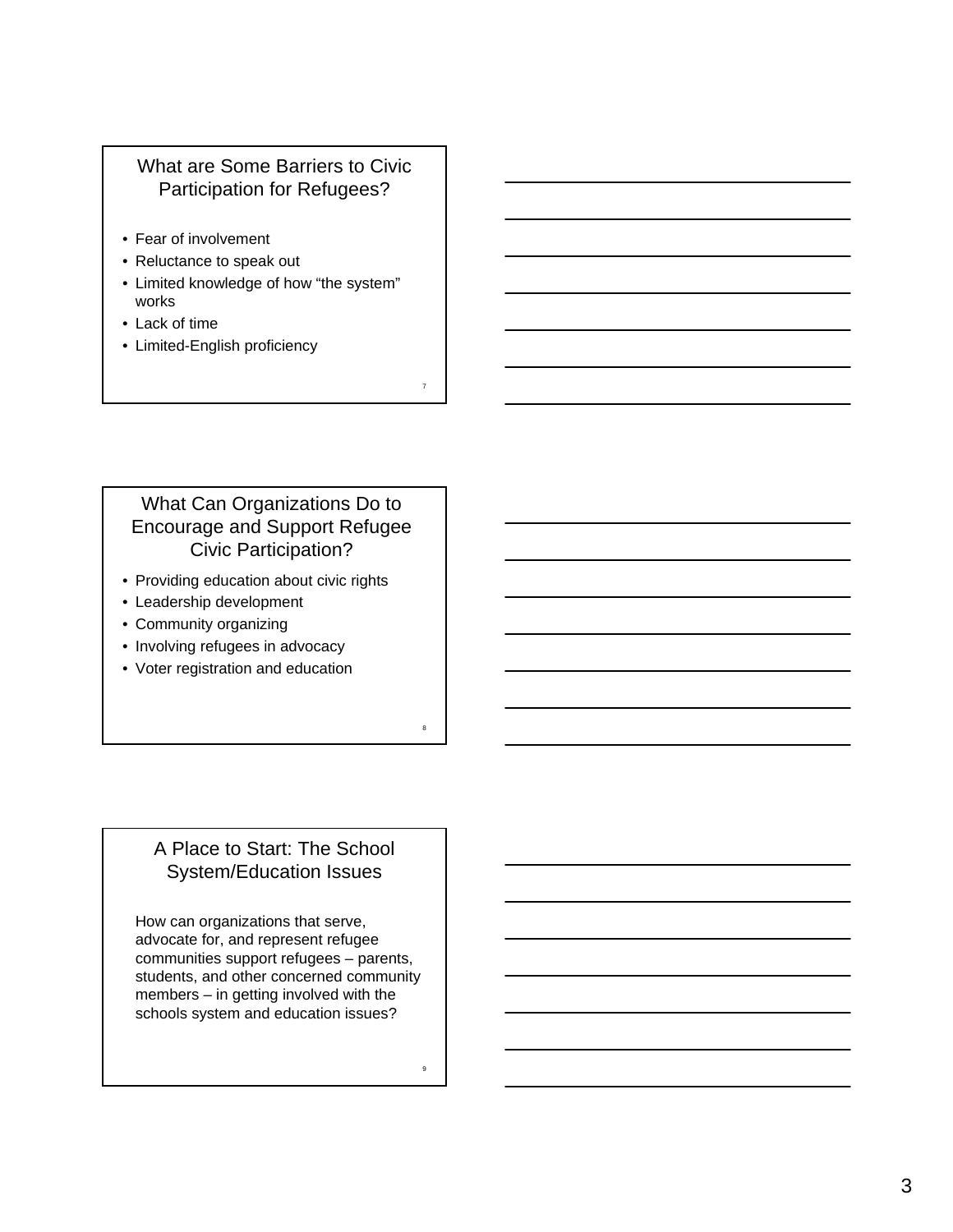## What are Some Barriers to Civic Participation for Refugees?

- Fear of involvement
- Reluctance to speak out
- Limited knowledge of how "the system" works
- Lack of time
- Limited-English proficiency

## What Can Organizations Do to Encourage and Support Refugee Civic Participation?

- Providing education about civic rights
- Leadership development
- Community organizing
- Involving refugees in advocacy
- Voter registration and education

## A Place to Start: The School System/Education Issues

How can organizations that serve, advocate for, and represent refugee communities support refugees – parents, students, and other concerned community members – in getting involved with the schools system and education issues?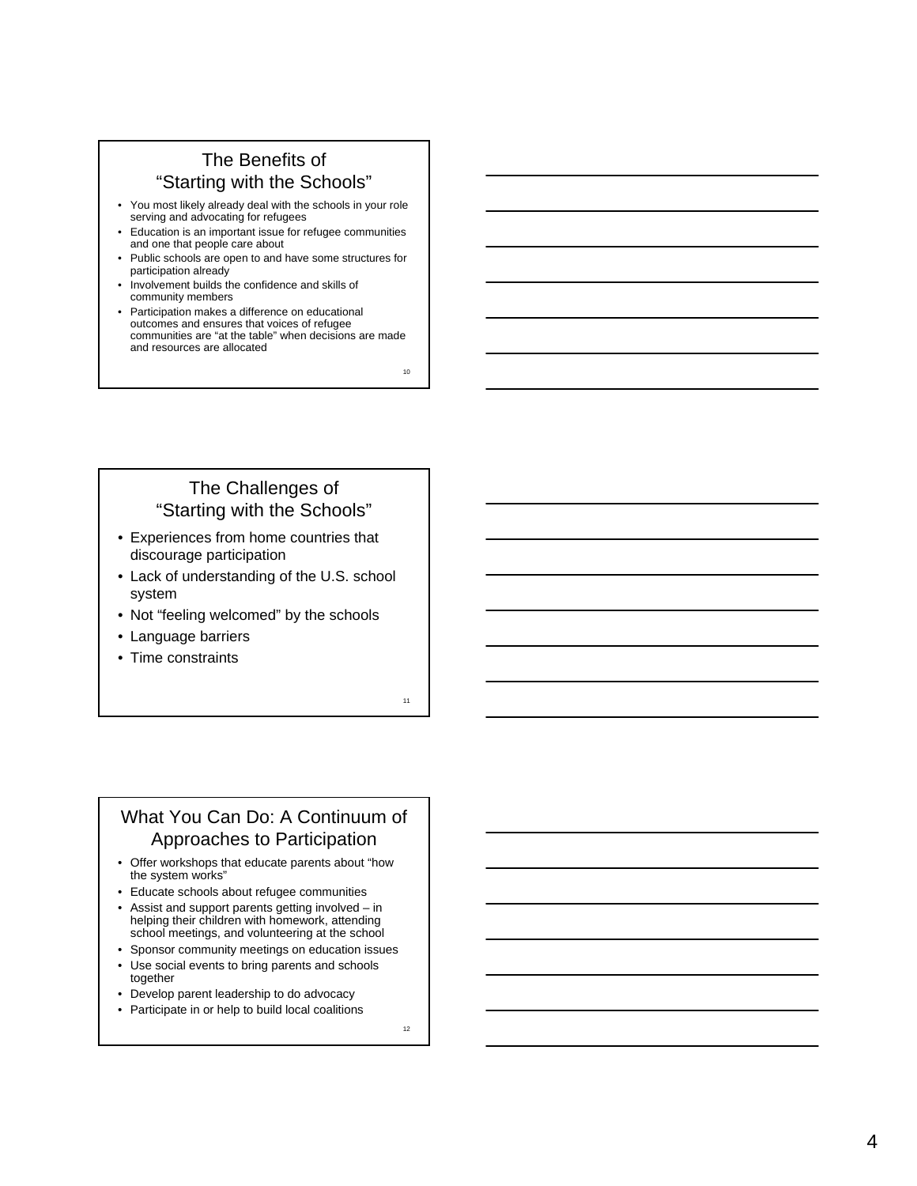## The Benefits of "Starting with the Schools"

- You most likely already deal with the schools in your role serving and advocating for refugees
- Education is an important issue for refugee communities and one that people care about
- Public schools are open to and have some structures for participation already
- Involvement builds the confidence and skills of community members
- Participation makes a difference on educational outcomes and ensures that voices of refugee communities are "at the table" when decisions are made and resources are allocated

## The Challenges of "Starting with the Schools"

- Experiences from home countries that discourage participation
- Lack of understanding of the U.S. school system
- Not "feeling welcomed" by the schools
- Language barriers
- Time constraints

## What You Can Do: A Continuum of Approaches to Participation

- Offer workshops that educate parents about "how the system works"
- Educate schools about refugee communities
- Assist and support parents getting involved – in helping their children with homework, attending school meetings, and volunteering at the school
- Sponsor community meetings on education issues
- Use social events to bring parents and schools together
- Develop parent leadership to do advocacy
- Participate in or help to build local coalitions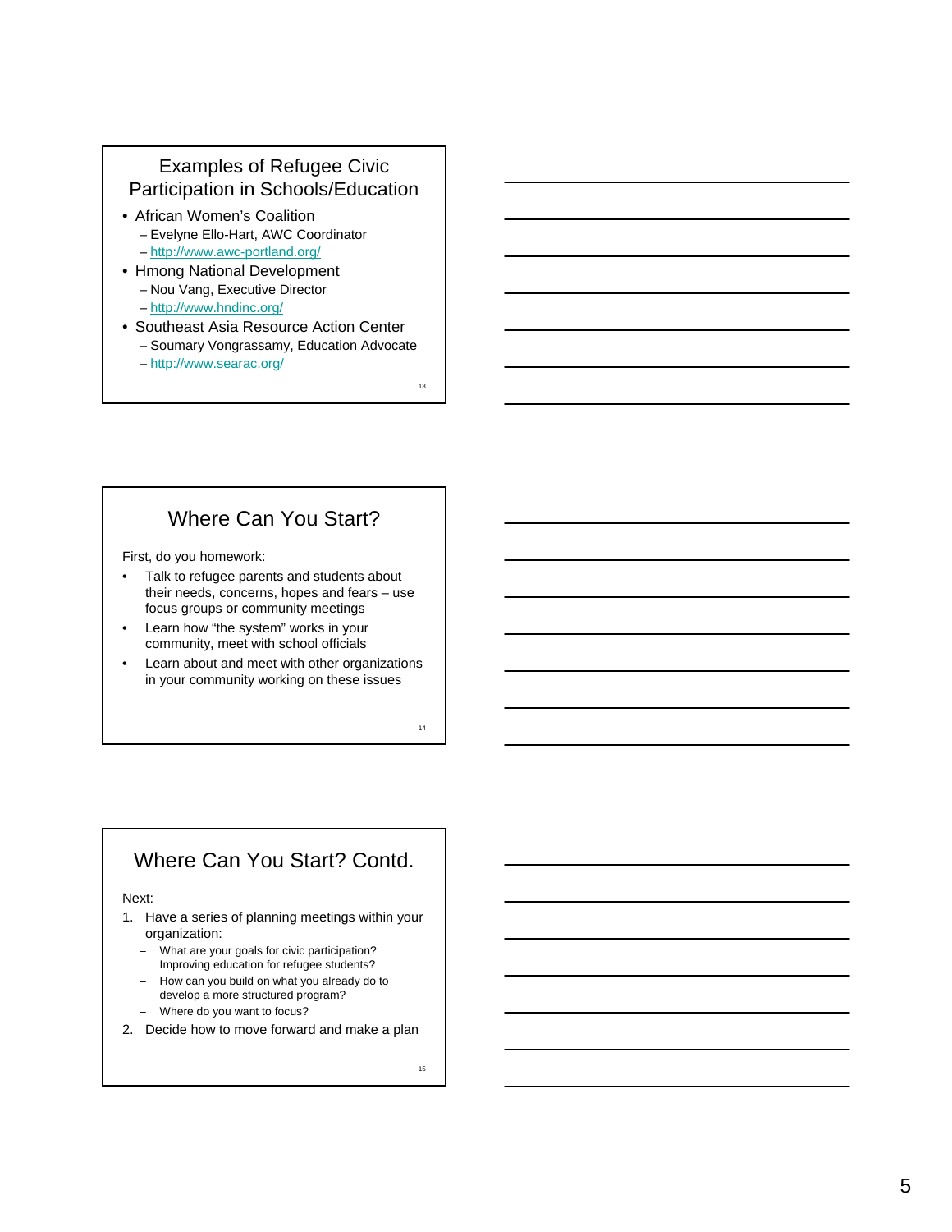## Examples of Refugee Civic Participation in Schools/Education

- African Women's Coalition
  - Evelyne Ello-Hart, AWC Coordinator
  - http://www.awc-portland.org/
- Hmong National Development
  - Nou Vang, Executive Director
  - http://www.hndinc.org/
- Southeast Asia Resource Action Center
  - Soumary Vongrassamy, Education Advocate
  - http://www.searac.org/

## Where Can You Start?

First, do you homework:

- Talk to refugee parents and students about their needs, concerns, hopes and fears – use focus groups or community meetings
- Learn how "the system" works in your community, meet with school officials
- Learn about and meet with other organizations in your community working on these issues

## Where Can You Start? Contd.

Next:

1. Have a series of planning meetings within your organization:
   - What are your goals for civic participation? Improving education for refugee students?
   - How can you build on what you already do to develop a more structured program?
   - Where do you want to focus?
2. Decide how to move forward and make a plan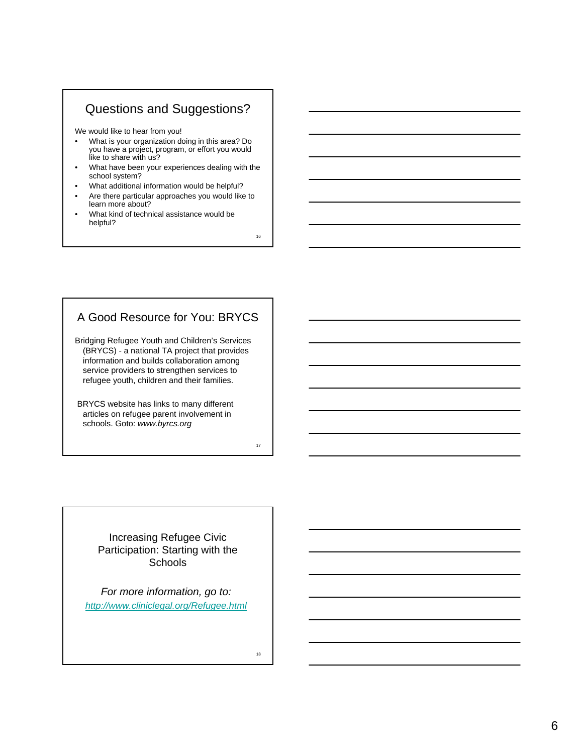## Questions and Suggestions?

We would like to hear from you!

- What is your organization doing in this area? Do you have a project, program, or effort you would like to share with us?
- What have been your experiences dealing with the school system?
- What additional information would be helpful?
- Are there particular approaches you would like to learn more about?
- What kind of technical assistance would be helpful?

16

## A Good Resource for You: BRYCS

Bridging Refugee Youth and Children's Services (BRYCS) - a national TA project that provides information and builds collaboration among service providers to strengthen services to refugee youth, children and their families.

BRYCS website has links to many different articles on refugee parent involvement in schools. Goto: *www.byrcs.org*

17

## Increasing Refugee Civic Participation: Starting with the Schools

*For more information, go to:*

*http://www.cliniclegal.org/Refugee.html*

18